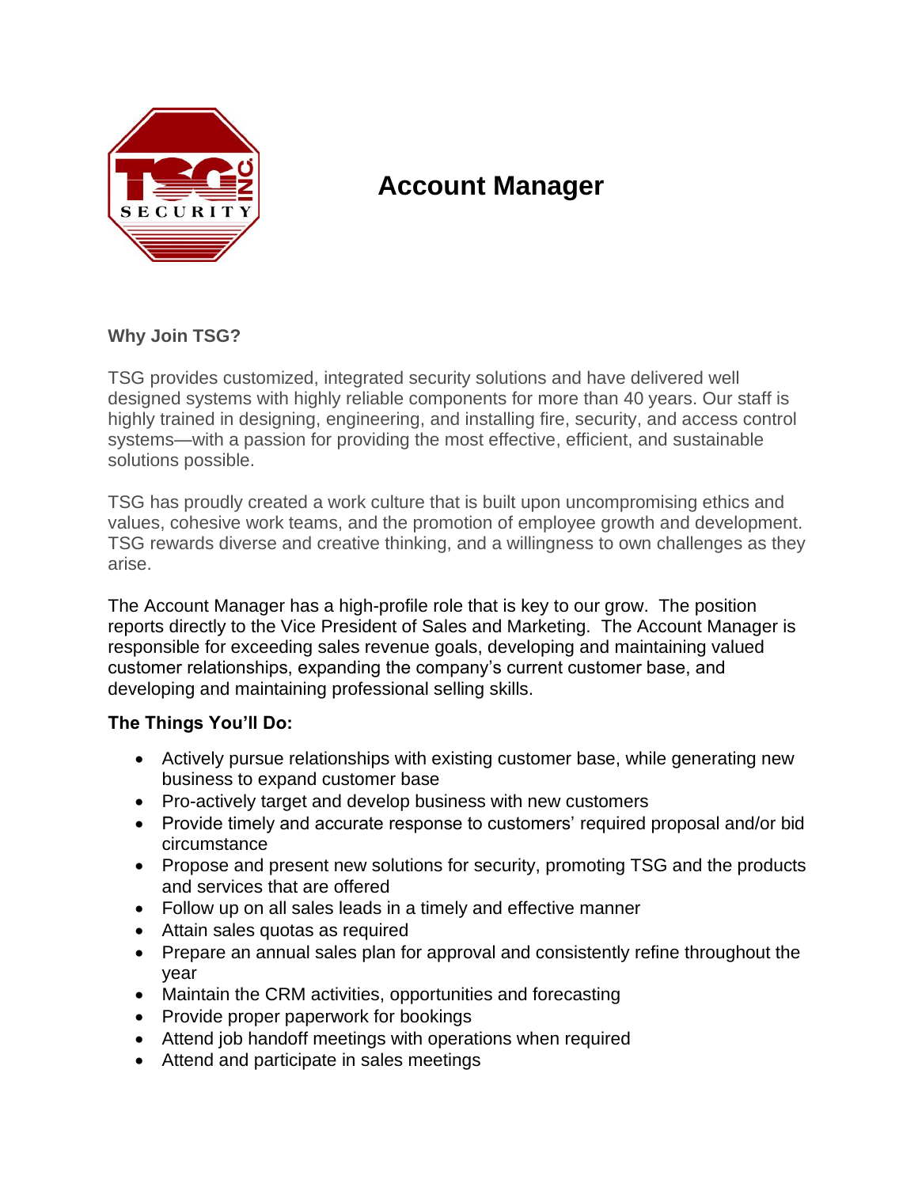# Account Manager

**Why Join TSG?**

TSG provides customized, integrated security solutions and have delivered well designed systems with highly reliable components for more than 40 years. Our staff is highly trained in designing, engineering, and installing fire, security, and access control systems—with a passion for providing the most effective, efficient, and sustainable solutions possible.

TSG has proudly created a work culture that is built upon uncompromising ethics and values, cohesive work teams, and the promotion of employee growth and development. TSG rewards diverse and creative thinking, and a willingness to own challenges as they arise.

The Account Manager has a high-profile role that is key to our grow. The position reports directly to the Vice President of Sales and Marketing. The Account Manager is responsible for exceeding sales revenue goals, developing and maintaining valued customer relationships, expanding the company's current customer base, and developing and maintaining professional selling skills.

**The Things You'll Do:**

- Actively pursue relationships with existing customer base, while generating new business to expand customer base
- Pro-actively target and develop business with new customers
- Provide timely and accurate response to customers' required proposal and/or bid circumstance
- Propose and present new solutions for security, promoting TSG and the products and services that are offered
- Follow up on all sales leads in a timely and effective manner
- Attain sales quotas as required
- Prepare an annual sales plan for approval and consistently refine throughout the year
- Maintain the CRM activities, opportunities and forecasting
- Provide proper paperwork for bookings
- Attend job handoff meetings with operations when required
- Attend and participate in sales meetings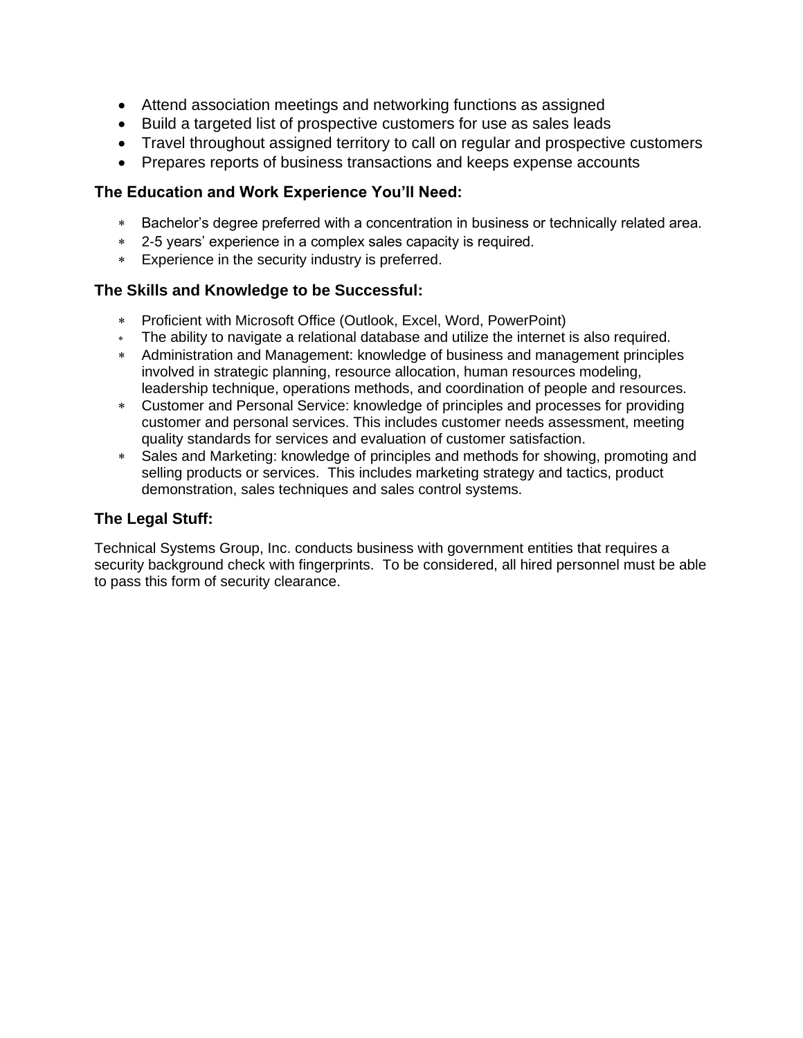- Attend association meetings and networking functions as assigned
- Build a targeted list of prospective customers for use as sales leads
- Travel throughout assigned territory to call on regular and prospective customers
- Prepares reports of business transactions and keeps expense accounts

### The Education and Work Experience You'll Need:

- Bachelor's degree preferred with a concentration in business or technically related area.
- 2-5 years' experience in a complex sales capacity is required.
- Experience in the security industry is preferred.

### The Skills and Knowledge to be Successful:

- Proficient with Microsoft Office (Outlook, Excel, Word, PowerPoint)
- The ability to navigate a relational database and utilize the internet is also required.
- Administration and Management: knowledge of business and management principles involved in strategic planning, resource allocation, human resources modeling, leadership technique, operations methods, and coordination of people and resources.
- Customer and Personal Service: knowledge of principles and processes for providing customer and personal services. This includes customer needs assessment, meeting quality standards for services and evaluation of customer satisfaction.
- Sales and Marketing: knowledge of principles and methods for showing, promoting and selling products or services. This includes marketing strategy and tactics, product demonstration, sales techniques and sales control systems.

### The Legal Stuff:

Technical Systems Group, Inc. conducts business with government entities that requires a security background check with fingerprints. To be considered, all hired personnel must be able to pass this form of security clearance.